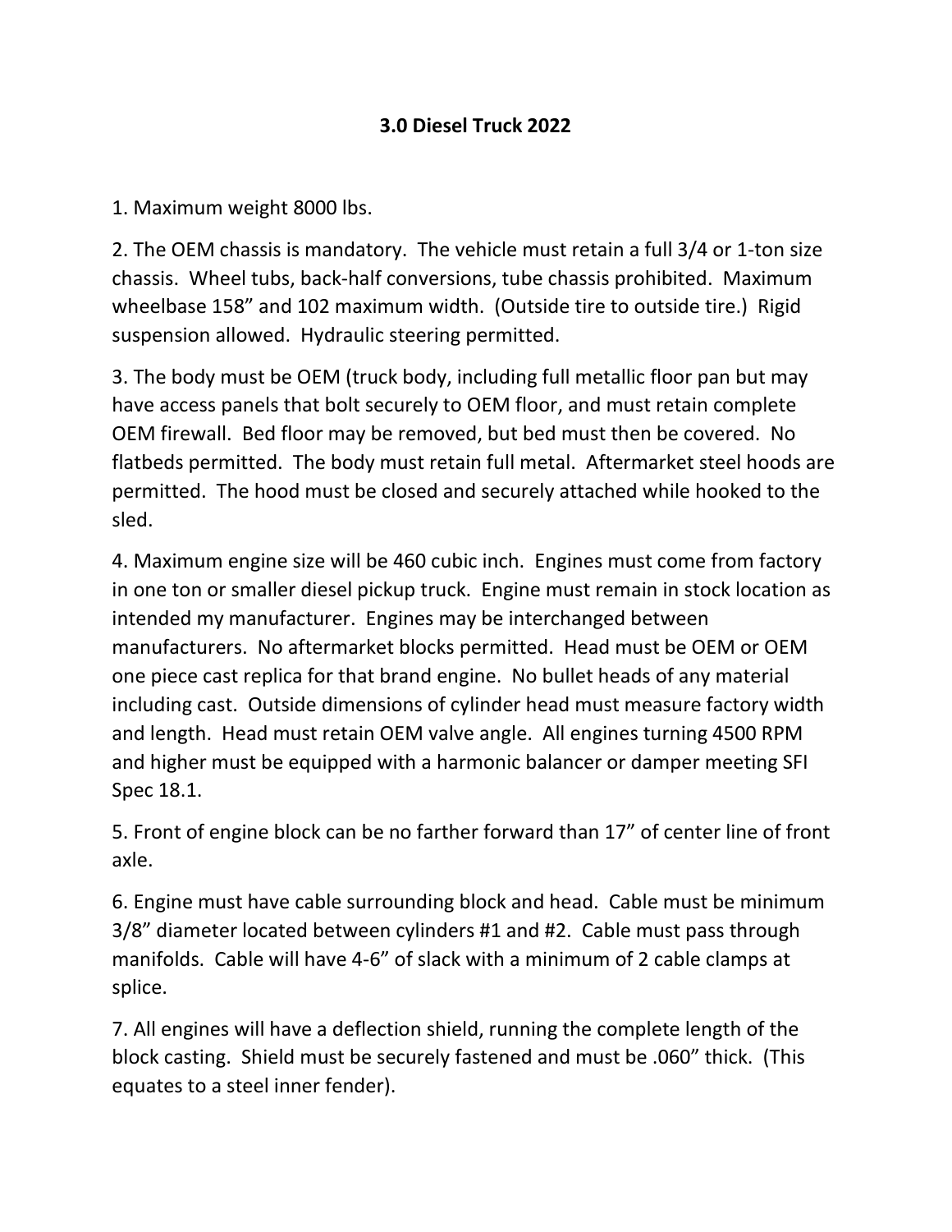# 3.0 Diesel Truck 2022

1. Maximum weight 8000 lbs.

2. The OEM chassis is mandatory. The vehicle must retain a full 3/4 or 1-ton size chassis. Wheel tubs, back-half conversions, tube chassis prohibited. Maximum wheelbase 158" and 102 maximum width. (Outside tire to outside tire.) Rigid suspension allowed. Hydraulic steering permitted.

3. The body must be OEM (truck body, including full metallic floor pan but may have access panels that bolt securely to OEM floor, and must retain complete OEM firewall. Bed floor may be removed, but bed must then be covered. No flatbeds permitted. The body must retain full metal. Aftermarket steel hoods are permitted. The hood must be closed and securely attached while hooked to the sled.

4. Maximum engine size will be 460 cubic inch. Engines must come from factory in one ton or smaller diesel pickup truck. Engine must remain in stock location as intended my manufacturer. Engines may be interchanged between manufacturers. No aftermarket blocks permitted. Head must be OEM or OEM one piece cast replica for that brand engine. No bullet heads of any material including cast. Outside dimensions of cylinder head must measure factory width and length. Head must retain OEM valve angle. All engines turning 4500 RPM and higher must be equipped with a harmonic balancer or damper meeting SFI Spec 18.1.

5. Front of engine block can be no farther forward than 17" of center line of front axle.

6. Engine must have cable surrounding block and head. Cable must be minimum 3/8" diameter located between cylinders #1 and #2. Cable must pass through manifolds. Cable will have 4-6" of slack with a minimum of 2 cable clamps at splice.

7. All engines will have a deflection shield, running the complete length of the block casting. Shield must be securely fastened and must be .060" thick. (This equates to a steel inner fender).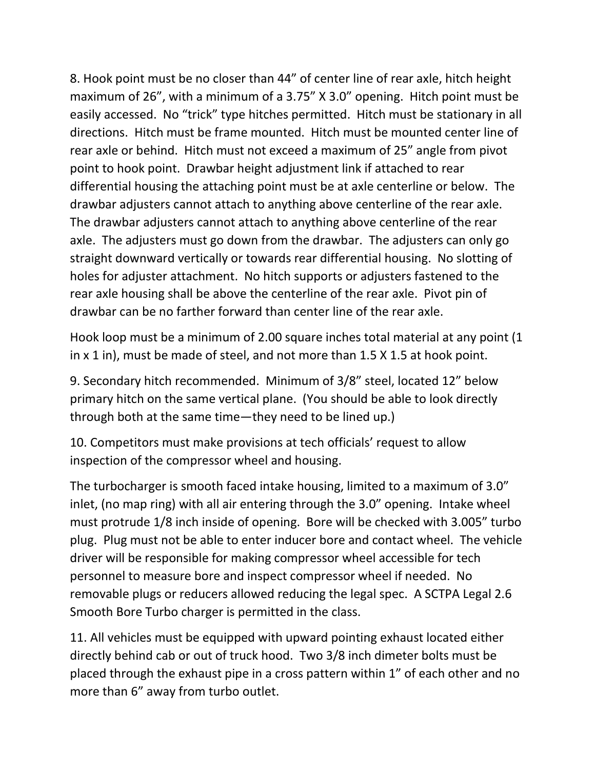8. Hook point must be no closer than 44” of center line of rear axle, hitch height maximum of 26”, with a minimum of a 3.75” X 3.0” opening. Hitch point must be easily accessed. No “trick” type hitches permitted. Hitch must be stationary in all directions. Hitch must be frame mounted. Hitch must be mounted center line of rear axle or behind. Hitch must not exceed a maximum of 25” angle from pivot point to hook point. Drawbar height adjustment link if attached to rear differential housing the attaching point must be at axle centerline or below. The drawbar adjusters cannot attach to anything above centerline of the rear axle. The drawbar adjusters cannot attach to anything above centerline of the rear axle. The adjusters must go down from the drawbar. The adjusters can only go straight downward vertically or towards rear differential housing. No slotting of holes for adjuster attachment. No hitch supports or adjusters fastened to the rear axle housing shall be above the centerline of the rear axle. Pivot pin of drawbar can be no farther forward than center line of the rear axle.

Hook loop must be a minimum of 2.00 square inches total material at any point (1 in x 1 in), must be made of steel, and not more than 1.5 X 1.5 at hook point.

9. Secondary hitch recommended. Minimum of 3/8” steel, located 12” below primary hitch on the same vertical plane. (You should be able to look directly through both at the same time—they need to be lined up.)

10. Competitors must make provisions at tech officials’ request to allow inspection of the compressor wheel and housing.

The turbocharger is smooth faced intake housing, limited to a maximum of 3.0” inlet, (no map ring) with all air entering through the 3.0” opening. Intake wheel must protrude 1/8 inch inside of opening. Bore will be checked with 3.005” turbo plug. Plug must not be able to enter inducer bore and contact wheel. The vehicle driver will be responsible for making compressor wheel accessible for tech personnel to measure bore and inspect compressor wheel if needed. No removable plugs or reducers allowed reducing the legal spec. A SCTPA Legal 2.6 Smooth Bore Turbo charger is permitted in the class.

11. All vehicles must be equipped with upward pointing exhaust located either directly behind cab or out of truck hood. Two 3/8 inch dimeter bolts must be placed through the exhaust pipe in a cross pattern within 1” of each other and no more than 6” away from turbo outlet.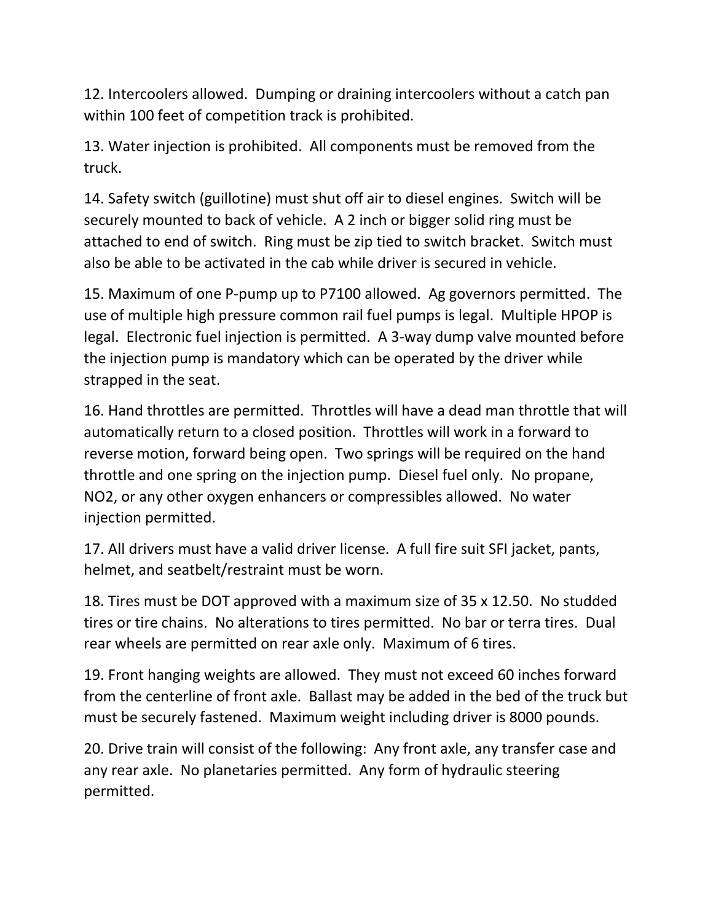12. Intercoolers allowed. Dumping or draining intercoolers without a catch pan within 100 feet of competition track is prohibited.

13. Water injection is prohibited. All components must be removed from the truck.

14. Safety switch (guillotine) must shut off air to diesel engines. Switch will be securely mounted to back of vehicle. A 2 inch or bigger solid ring must be attached to end of switch. Ring must be zip tied to switch bracket. Switch must also be able to be activated in the cab while driver is secured in vehicle.

15. Maximum of one P-pump up to P7100 allowed. Ag governors permitted. The use of multiple high pressure common rail fuel pumps is legal. Multiple HPOP is legal. Electronic fuel injection is permitted. A 3-way dump valve mounted before the injection pump is mandatory which can be operated by the driver while strapped in the seat.

16. Hand throttles are permitted. Throttles will have a dead man throttle that will automatically return to a closed position. Throttles will work in a forward to reverse motion, forward being open. Two springs will be required on the hand throttle and one spring on the injection pump. Diesel fuel only. No propane, NO2, or any other oxygen enhancers or compressibles allowed. No water injection permitted.

17. All drivers must have a valid driver license. A full fire suit SFI jacket, pants, helmet, and seatbelt/restraint must be worn.

18. Tires must be DOT approved with a maximum size of 35 x 12.50. No studded tires or tire chains. No alterations to tires permitted. No bar or terra tires. Dual rear wheels are permitted on rear axle only. Maximum of 6 tires.

19. Front hanging weights are allowed. They must not exceed 60 inches forward from the centerline of front axle. Ballast may be added in the bed of the truck but must be securely fastened. Maximum weight including driver is 8000 pounds.

20. Drive train will consist of the following: Any front axle, any transfer case and any rear axle. No planetaries permitted. Any form of hydraulic steering permitted.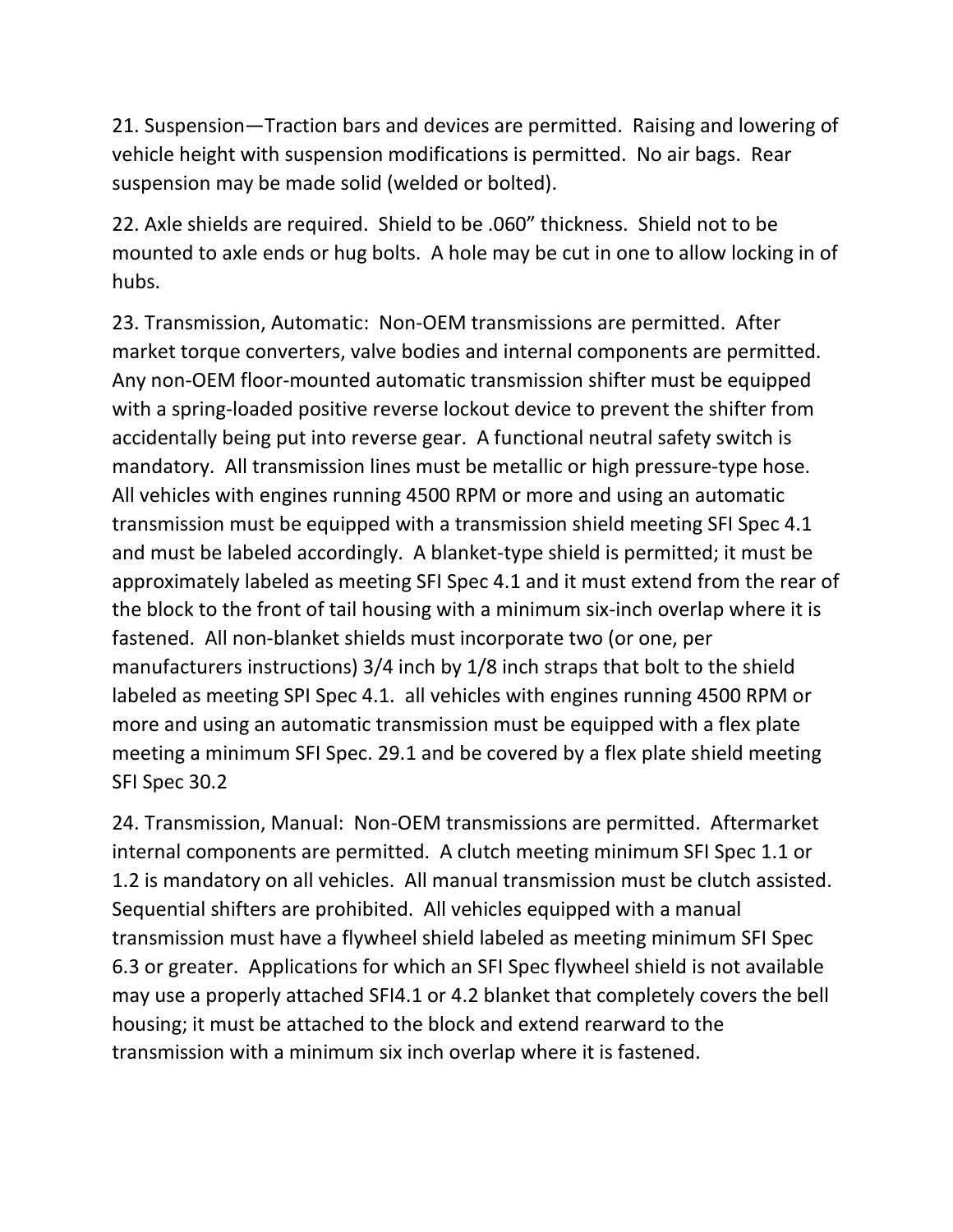21. Suspension—Traction bars and devices are permitted. Raising and lowering of vehicle height with suspension modifications is permitted. No air bags. Rear suspension may be made solid (welded or bolted).

22. Axle shields are required. Shield to be .060" thickness. Shield not to be mounted to axle ends or hug bolts. A hole may be cut in one to allow locking in of hubs.

23. Transmission, Automatic: Non-OEM transmissions are permitted. After market torque converters, valve bodies and internal components are permitted. Any non-OEM floor-mounted automatic transmission shifter must be equipped with a spring-loaded positive reverse lockout device to prevent the shifter from accidentally being put into reverse gear. A functional neutral safety switch is mandatory. All transmission lines must be metallic or high pressure-type hose. All vehicles with engines running 4500 RPM or more and using an automatic transmission must be equipped with a transmission shield meeting SFI Spec 4.1 and must be labeled accordingly. A blanket-type shield is permitted; it must be approximately labeled as meeting SFI Spec 4.1 and it must extend from the rear of the block to the front of tail housing with a minimum six-inch overlap where it is fastened. All non-blanket shields must incorporate two (or one, per manufacturers instructions) 3/4 inch by 1/8 inch straps that bolt to the shield labeled as meeting SPI Spec 4.1. all vehicles with engines running 4500 RPM or more and using an automatic transmission must be equipped with a flex plate meeting a minimum SFI Spec. 29.1 and be covered by a flex plate shield meeting SFI Spec 30.2

24. Transmission, Manual: Non-OEM transmissions are permitted. Aftermarket internal components are permitted. A clutch meeting minimum SFI Spec 1.1 or 1.2 is mandatory on all vehicles. All manual transmission must be clutch assisted. Sequential shifters are prohibited. All vehicles equipped with a manual transmission must have a flywheel shield labeled as meeting minimum SFI Spec 6.3 or greater. Applications for which an SFI Spec flywheel shield is not available may use a properly attached SFI4.1 or 4.2 blanket that completely covers the bell housing; it must be attached to the block and extend rearward to the transmission with a minimum six inch overlap where it is fastened.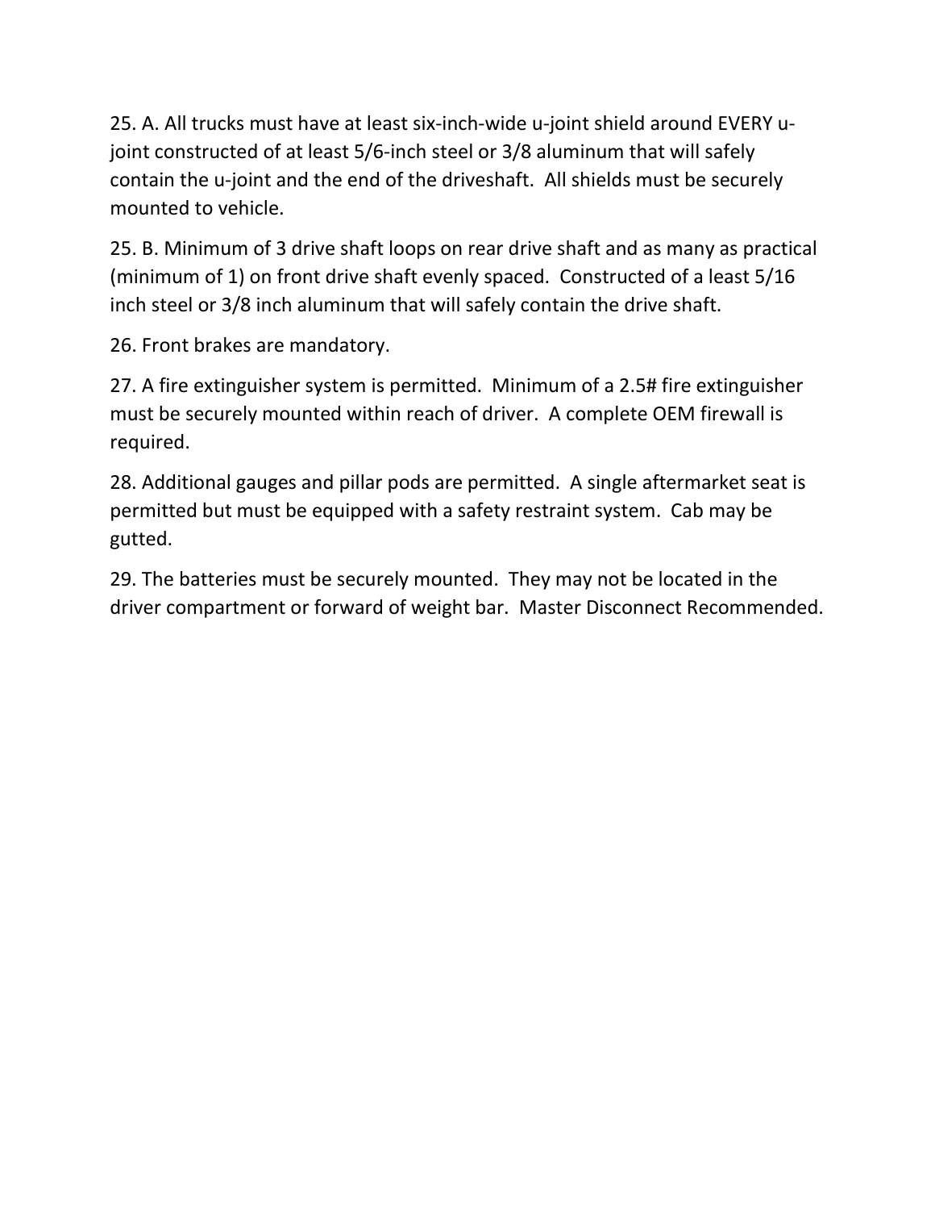25. A. All trucks must have at least six-inch-wide u-joint shield around EVERY u-joint constructed of at least 5/6-inch steel or 3/8 aluminum that will safely contain the u-joint and the end of the driveshaft. All shields must be securely mounted to vehicle.

25. B. Minimum of 3 drive shaft loops on rear drive shaft and as many as practical (minimum of 1) on front drive shaft evenly spaced. Constructed of a least 5/16 inch steel or 3/8 inch aluminum that will safely contain the drive shaft.

26. Front brakes are mandatory.

27. A fire extinguisher system is permitted. Minimum of a 2.5# fire extinguisher must be securely mounted within reach of driver. A complete OEM firewall is required.

28. Additional gauges and pillar pods are permitted. A single aftermarket seat is permitted but must be equipped with a safety restraint system. Cab may be gutted.

29. The batteries must be securely mounted. They may not be located in the driver compartment or forward of weight bar. Master Disconnect Recommended.